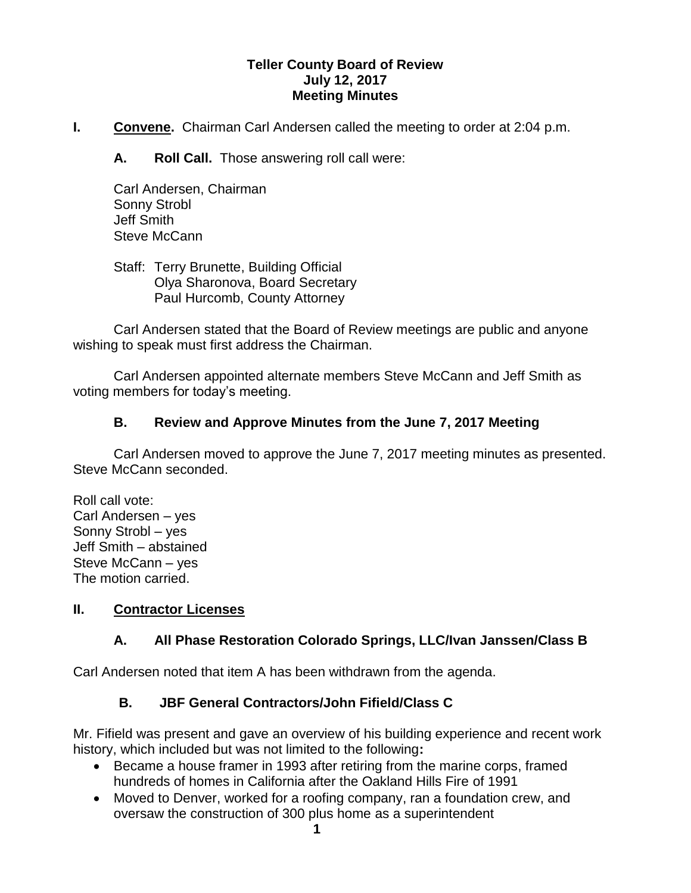**Teller County Board of Review**
**July 12, 2017**
**Meeting Minutes**

**I. Convene.** Chairman Carl Andersen called the meeting to order at 2:04 p.m.

**A. Roll Call.** Those answering roll call were:

Carl Andersen, Chairman
Sonny Strobl
Jeff Smith
Steve McCann

Staff: Terry Brunette, Building Official
Olya Sharonova, Board Secretary
Paul Hurcomb, County Attorney

Carl Andersen stated that the Board of Review meetings are public and anyone wishing to speak must first address the Chairman.

Carl Andersen appointed alternate members Steve McCann and Jeff Smith as voting members for today's meeting.

**B. Review and Approve Minutes from the June 7, 2017 Meeting**

Carl Andersen moved to approve the June 7, 2017 meeting minutes as presented. Steve McCann seconded.

Roll call vote:
Carl Andersen – yes
Sonny Strobl – yes
Jeff Smith – abstained
Steve McCann – yes
The motion carried.

**II. Contractor Licenses**

**A. All Phase Restoration Colorado Springs, LLC/Ivan Janssen/Class B**

Carl Andersen noted that item A has been withdrawn from the agenda.

**B. JBF General Contractors/John Fifield/Class C**

Mr. Fifield was present and gave an overview of his building experience and recent work history, which included but was not limited to the following**:**

- Became a house framer in 1993 after retiring from the marine corps, framed hundreds of homes in California after the Oakland Hills Fire of 1991
- Moved to Denver, worked for a roofing company, ran a foundation crew, and oversaw the construction of 300 plus home as a superintendent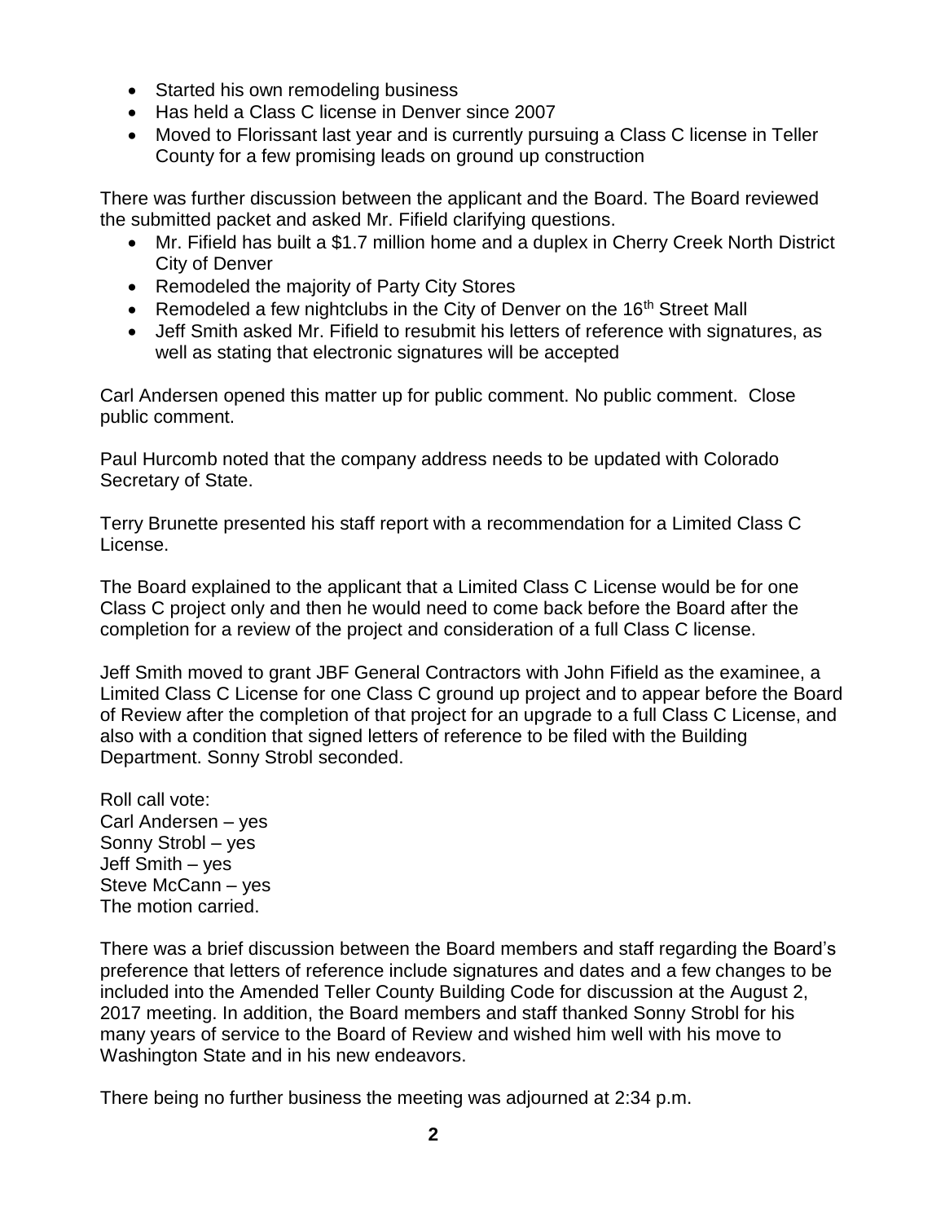- Started his own remodeling business
- Has held a Class C license in Denver since 2007
- Moved to Florissant last year and is currently pursuing a Class C license in Teller County for a few promising leads on ground up construction

There was further discussion between the applicant and the Board. The Board reviewed the submitted packet and asked Mr. Fifield clarifying questions.

- Mr. Fifield has built a $1.7 million home and a duplex in Cherry Creek North District City of Denver
- Remodeled the majority of Party City Stores
- Remodeled a few nightclubs in the City of Denver on the 16th Street Mall
- Jeff Smith asked Mr. Fifield to resubmit his letters of reference with signatures, as well as stating that electronic signatures will be accepted

Carl Andersen opened this matter up for public comment. No public comment. Close public comment.

Paul Hurcomb noted that the company address needs to be updated with Colorado Secretary of State.

Terry Brunette presented his staff report with a recommendation for a Limited Class C License.

The Board explained to the applicant that a Limited Class C License would be for one Class C project only and then he would need to come back before the Board after the completion for a review of the project and consideration of a full Class C license.

Jeff Smith moved to grant JBF General Contractors with John Fifield as the examinee, a Limited Class C License for one Class C ground up project and to appear before the Board of Review after the completion of that project for an upgrade to a full Class C License, and also with a condition that signed letters of reference to be filed with the Building Department. Sonny Strobl seconded.

Roll call vote:
Carl Andersen – yes
Sonny Strobl – yes
Jeff Smith – yes
Steve McCann – yes
The motion carried.

There was a brief discussion between the Board members and staff regarding the Board's preference that letters of reference include signatures and dates and a few changes to be included into the Amended Teller County Building Code for discussion at the August 2, 2017 meeting. In addition, the Board members and staff thanked Sonny Strobl for his many years of service to the Board of Review and wished him well with his move to Washington State and in his new endeavors.

There being no further business the meeting was adjourned at 2:34 p.m.